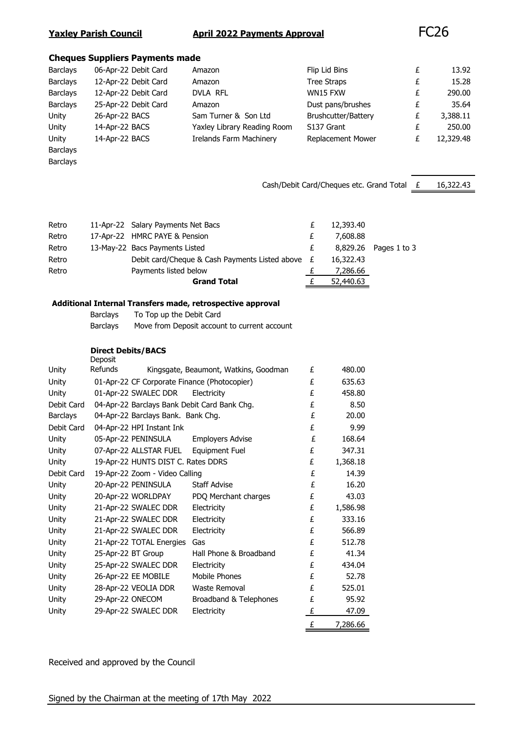**Yaxley Parish Council** **April 2022 Payments Approval** FC26

### Cheques Suppliers Payments made

| | | | | | | |
|---|---|---|---|---|---|---|
| Barclays | 06-Apr-22 | Debit Card | Amazon | Flip Lid Bins | £ | 13.92 |
| Barclays | 12-Apr-22 | Debit Card | Amazon | Tree Straps | £ | 15.28 |
| Barclays | 12-Apr-22 | Debit Card | DVLA RFL | WN15 FXW | £ | 290.00 |
| Barclays | 25-Apr-22 | Debit Card | Amazon | Dust pans/brushes | £ | 35.64 |
| Unity | 26-Apr-22 | BACS | Sam Turner & Son Ltd | Brushcutter/Battery | £ | 3,388.11 |
| Unity | 14-Apr-22 | BACS | Yaxley Library Reading Room | S137 Grant | £ | 250.00 |
| Unity | 14-Apr-22 | BACS | Irelands Farm Machinery | Replacement Mower | £ | 12,329.48 |
| Barclays | | | | | | |
| Barclays | | | | | | |

Cash/Debit Card/Cheques etc. Grand Total £ 16,322.43

| | | | | | |
|---|---|---|---|---|---|
| Retro | 11-Apr-22 | Salary Payments Net Bacs | £ | 12,393.40 | |
| Retro | 17-Apr-22 | HMRC PAYE & Pension | £ | 7,608.88 | |
| Retro | 13-May-22 | Bacs Payments Listed | £ | 8,829.26 | Pages 1 to 3 |
| Retro | | Debit card/Cheque & Cash Payments Listed above | £ | 16,322.43 | |
| Retro | | Payments listed below | £ | 7,286.66 | |
| | | **Grand Total** | £ | 52,440.63 | |

**Additional Internal Transfers made, retrospective approval**

Barclays To Top up the Debit Card
Barclays Move from Deposit account to current account

**Direct Debits/BACS**

| | | | | | |
|---|---|---|---|---|---|
| Unity | Deposit Refunds | Kingsgate, Beaumont, Watkins, Goodman | | £ | 480.00 |
| Unity | 01-Apr-22 | CF Corporate Finance (Photocopier) | | £ | 635.63 |
| Unity | 01-Apr-22 | SWALEC DDR | Electricity | £ | 458.80 |
| Debit Card | 04-Apr-22 | Barclays Bank Debit Card Bank Chg. | | £ | 8.50 |
| Barclays | 04-Apr-22 | Barclays Bank. Bank Chg. | | £ | 20.00 |
| Debit Card | 04-Apr-22 | HPI Instant Ink | | £ | 9.99 |
| Unity | 05-Apr-22 | PENINSULA | Employers Advise | £ | 168.64 |
| Unity | 07-Apr-22 | ALLSTAR FUEL | Equipment Fuel | £ | 347.31 |
| Unity | 19-Apr-22 | HUNTS DIST C. Rates DDRS | | £ | 1,368.18 |
| Debit Card | 19-Apr-22 | Zoom - Video Calling | | £ | 14.39 |
| Unity | 20-Apr-22 | PENINSULA | Staff Advise | £ | 16.20 |
| Unity | 20-Apr-22 | WORLDPAY | PDQ Merchant charges | £ | 43.03 |
| Unity | 21-Apr-22 | SWALEC DDR | Electricity | £ | 1,586.98 |
| Unity | 21-Apr-22 | SWALEC DDR | Electricity | £ | 333.16 |
| Unity | 21-Apr-22 | SWALEC DDR | Electricity | £ | 566.89 |
| Unity | 21-Apr-22 | TOTAL Energies | Gas | £ | 512.78 |
| Unity | 25-Apr-22 | BT Group | Hall Phone & Broadband | £ | 41.34 |
| Unity | 25-Apr-22 | SWALEC DDR | Electricity | £ | 434.04 |
| Unity | 26-Apr-22 | EE MOBILE | Mobile Phones | £ | 52.78 |
| Unity | 28-Apr-22 | VEOLIA DDR | Waste Removal | £ | 525.01 |
| Unity | 29-Apr-22 | ONECOM | Broadband & Telephones | £ | 95.92 |
| Unity | 29-Apr-22 | SWALEC DDR | Electricity | £ | 47.09 |
| | | | | £ | 7,286.66 |

Received and approved by the Council

Signed by the Chairman at the meeting of 17th May 2022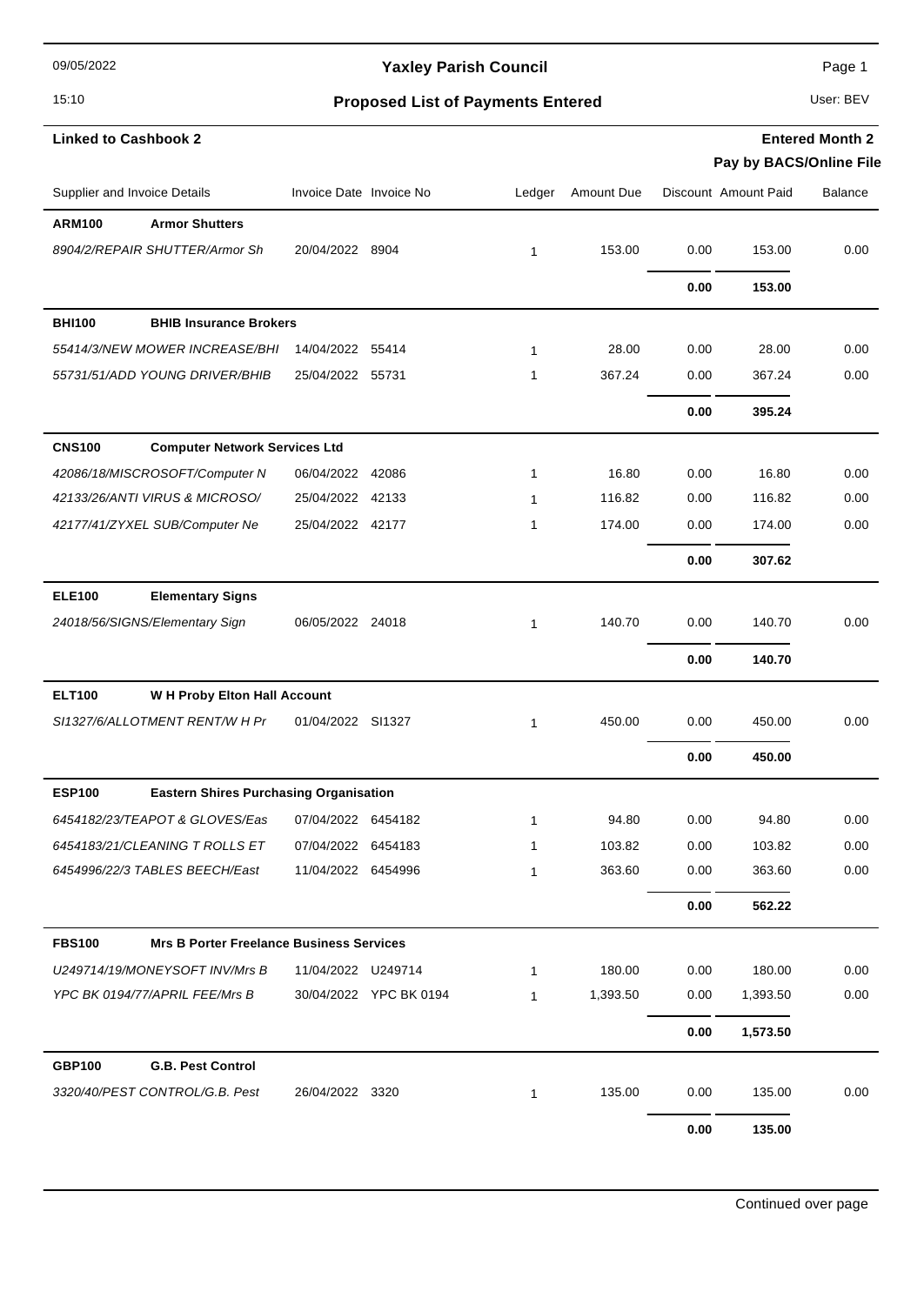# Yaxley Parish Council

## Proposed List of Payments Entered

09/05/2022 15:10 — User: BEV

**Linked to Cashbook 2** — **Entered Month 2**

**Pay by BACS/Online File**

| Supplier and Invoice Details | Invoice Date | Invoice No | Ledger | Amount Due | Discount | Amount Paid | Balance |
|---|---|---|---|---|---|---|---|
| **ARM100 Armor Shutters** | | | | | | | |
| *8904/2/REPAIR SHUTTER/Armor Sh* | 20/04/2022 | 8904 | 1 | 153.00 | 0.00 | 153.00 | 0.00 |
| | | | | | **0.00** | **153.00** | |
| **BHI100 BHIB Insurance Brokers** | | | | | | | |
| *55414/3/NEW MOWER INCREASE/BHI* | 14/04/2022 | 55414 | 1 | 28.00 | 0.00 | 28.00 | 0.00 |
| *55731/51/ADD YOUNG DRIVER/BHIB* | 25/04/2022 | 55731 | 1 | 367.24 | 0.00 | 367.24 | 0.00 |
| | | | | | **0.00** | **395.24** | |
| **CNS100 Computer Network Services Ltd** | | | | | | | |
| *42086/18/MISCROSOFT/Computer N* | 06/04/2022 | 42086 | 1 | 16.80 | 0.00 | 16.80 | 0.00 |
| *42133/26/ANTI VIRUS & MICROSO/* | 25/04/2022 | 42133 | 1 | 116.82 | 0.00 | 116.82 | 0.00 |
| *42177/41/ZYXEL SUB/Computer Ne* | 25/04/2022 | 42177 | 1 | 174.00 | 0.00 | 174.00 | 0.00 |
| | | | | | **0.00** | **307.62** | |
| **ELE100 Elementary Signs** | | | | | | | |
| *24018/56/SIGNS/Elementary Sign* | 06/05/2022 | 24018 | 1 | 140.70 | 0.00 | 140.70 | 0.00 |
| | | | | | **0.00** | **140.70** | |
| **ELT100 W H Proby Elton Hall Account** | | | | | | | |
| *SI1327/6/ALLOTMENT RENT/W H Pr* | 01/04/2022 | SI1327 | 1 | 450.00 | 0.00 | 450.00 | 0.00 |
| | | | | | **0.00** | **450.00** | |
| **ESP100 Eastern Shires Purchasing Organisation** | | | | | | | |
| *6454182/23/TEAPOT & GLOVES/Eas* | 07/04/2022 | 6454182 | 1 | 94.80 | 0.00 | 94.80 | 0.00 |
| *6454183/21/CLEANING T ROLLS ET* | 07/04/2022 | 6454183 | 1 | 103.82 | 0.00 | 103.82 | 0.00 |
| *6454996/22/3 TABLES BEECH/East* | 11/04/2022 | 6454996 | 1 | 363.60 | 0.00 | 363.60 | 0.00 |
| | | | | | **0.00** | **562.22** | |
| **FBS100 Mrs B Porter Freelance Business Services** | | | | | | | |
| *U249714/19/MONEYSOFT INV/Mrs B* | 11/04/2022 | U249714 | 1 | 180.00 | 0.00 | 180.00 | 0.00 |
| *YPC BK 0194/77/APRIL FEE/Mrs B* | 30/04/2022 | YPC BK 0194 | 1 | 1,393.50 | 0.00 | 1,393.50 | 0.00 |
| | | | | | **0.00** | **1,573.50** | |
| **GBP100 G.B. Pest Control** | | | | | | | |
| *3320/40/PEST CONTROL/G.B. Pest* | 26/04/2022 | 3320 | 1 | 135.00 | 0.00 | 135.00 | 0.00 |
| | | | | | **0.00** | **135.00** | |

Continued over page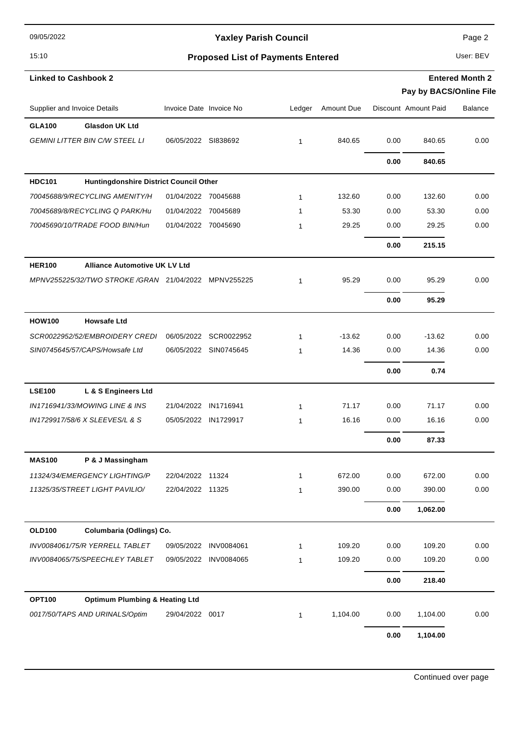**Yaxley Parish Council**

**Proposed List of Payments Entered**

**Linked to Cashbook 2**

**Entered Month 2**

**Pay by BACS/Online File**

| Supplier and Invoice Details | | Invoice Date | Invoice No | Ledger | Amount Due | Discount | Amount Paid | Balance |
|---|---|---|---|---|---|---|---|---|
| **GLA100** | **Glasdon UK Ltd** | | | | | | | |
| *GEMINI LITTER BIN C/W STEEL LI* | | 06/05/2022 | SI838692 | 1 | 840.65 | 0.00 | 840.65 | 0.00 |
| | | | | | | **0.00** | **840.65** | |
| **HDC101** | **Huntingdonshire District Council Other** | | | | | | | |
| *70045688/9/RECYCLING AMENITY/H* | | 01/04/2022 | 70045688 | 1 | 132.60 | 0.00 | 132.60 | 0.00 |
| *70045689/8/RECYCLING Q PARK/Hu* | | 01/04/2022 | 70045689 | 1 | 53.30 | 0.00 | 53.30 | 0.00 |
| *70045690/10/TRADE FOOD BIN/Hun* | | 01/04/2022 | 70045690 | 1 | 29.25 | 0.00 | 29.25 | 0.00 |
| | | | | | | **0.00** | **215.15** | |
| **HER100** | **Alliance Automotive UK LV Ltd** | | | | | | | |
| *MPNV255225/32/TWO STROKE /GRAN* | | 21/04/2022 | MPNV255225 | 1 | 95.29 | 0.00 | 95.29 | 0.00 |
| | | | | | | **0.00** | **95.29** | |
| **HOW100** | **Howsafe Ltd** | | | | | | | |
| *SCR0022952/52/EMBROIDERY CREDI* | | 06/05/2022 | SCR0022952 | 1 | -13.62 | 0.00 | -13.62 | 0.00 |
| *SIN0745645/57/CAPS/Howsafe Ltd* | | 06/05/2022 | SIN0745645 | 1 | 14.36 | 0.00 | 14.36 | 0.00 |
| | | | | | | **0.00** | **0.74** | |
| **LSE100** | **L & S Engineers Ltd** | | | | | | | |
| *IN1716941/33/MOWING LINE & INS* | | 21/04/2022 | IN1716941 | 1 | 71.17 | 0.00 | 71.17 | 0.00 |
| *IN1729917/58/6 X SLEEVES/L & S* | | 05/05/2022 | IN1729917 | 1 | 16.16 | 0.00 | 16.16 | 0.00 |
| | | | | | | **0.00** | **87.33** | |
| **MAS100** | **P & J Massingham** | | | | | | | |
| *11324/34/EMERGENCY LIGHTING/P* | | 22/04/2022 | 11324 | 1 | 672.00 | 0.00 | 672.00 | 0.00 |
| *11325/35/STREET LIGHT PAVILIO/* | | 22/04/2022 | 11325 | 1 | 390.00 | 0.00 | 390.00 | 0.00 |
| | | | | | | **0.00** | **1,062.00** | |
| **OLD100** | **Columbaria (Odlings) Co.** | | | | | | | |
| *INV0084061/75/R YERRELL TABLET* | | 09/05/2022 | INV0084061 | 1 | 109.20 | 0.00 | 109.20 | 0.00 |
| *INV0084065/75/SPEECHLEY TABLET* | | 09/05/2022 | INV0084065 | 1 | 109.20 | 0.00 | 109.20 | 0.00 |
| | | | | | | **0.00** | **218.40** | |
| **OPT100** | **Optimum Plumbing & Heating Ltd** | | | | | | | |
| *0017/50/TAPS AND URINALS/Optim* | | 29/04/2022 | 0017 | 1 | 1,104.00 | 0.00 | 1,104.00 | 0.00 |
| | | | | | | **0.00** | **1,104.00** | |

Continued over page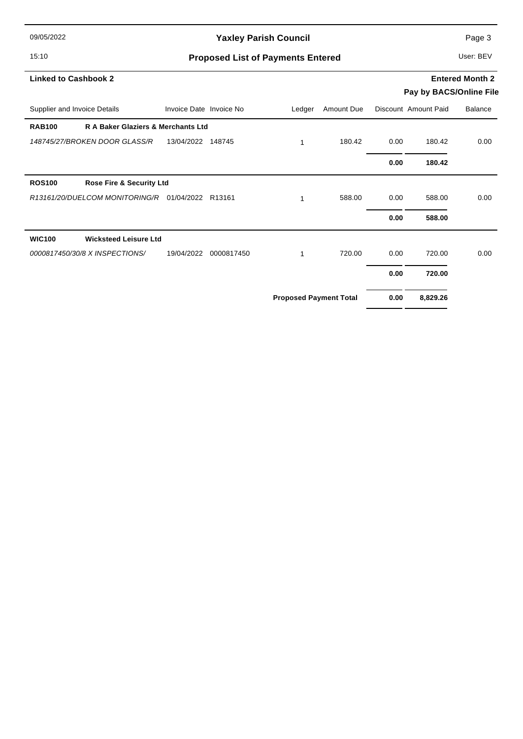# Yaxley Parish Council

## Proposed List of Payments Entered

**Linked to Cashbook 2**

**Entered Month 2**

**Pay by BACS/Online File**

| Supplier and Invoice Details | | Invoice Date | Invoice No | Ledger | Amount Due | Discount | Amount Paid | Balance |
|---|---|---|---|---|---|---|---|---|
| **RAB100** | **R A Baker Glaziers & Merchants Ltd** | | | | | | | |
| *148745/27/BROKEN DOOR GLASS/R* | | 13/04/2022 | 148745 | 1 | 180.42 | 0.00 | 180.42 | 0.00 |
| | | | | | | **0.00** | **180.42** | |
| **ROS100** | **Rose Fire & Security Ltd** | | | | | | | |
| *R13161/20/DUELCOM MONITORING/R* | | 01/04/2022 | R13161 | 1 | 588.00 | 0.00 | 588.00 | 0.00 |
| | | | | | | **0.00** | **588.00** | |
| **WIC100** | **Wicksteed Leisure Ltd** | | | | | | | |
| *0000817450/30/8 X INSPECTIONS/* | | 19/04/2022 | 0000817450 | 1 | 720.00 | 0.00 | 720.00 | 0.00 |
| | | | | | | **0.00** | **720.00** | |
| | | | | **Proposed Payment Total** | | **0.00** | **8,829.26** | |